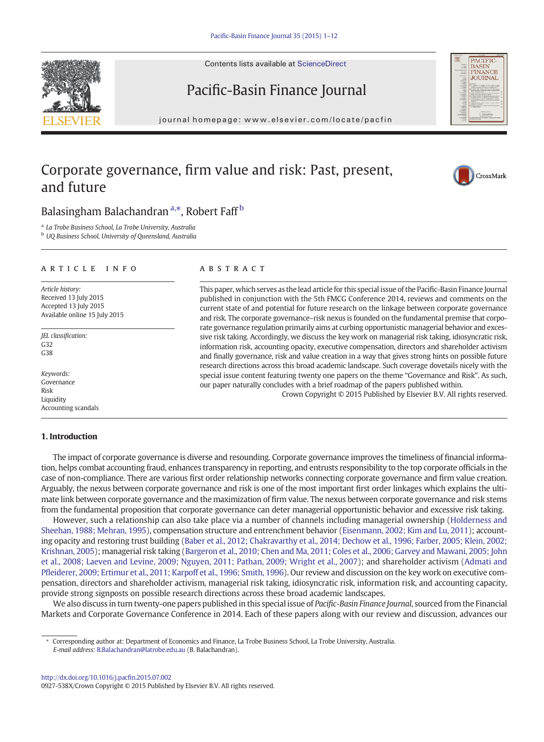# Corporate governance, firm value and risk: Past, present, and future

Balasingham Balachandran [a,*], Robert Faff [b]

[a] La Trobe Business School, La Trobe University, Australia
[b] UQ Business School, University of Queensland, Australia

## ARTICLE INFO

*Article history:*
Received 13 July 2015
Accepted 13 July 2015
Available online 15 July 2015

*JEL classification:*
G32
G38

*Keywords:*
Governance
Risk
Liquidity
Accounting scandals

## ABSTRACT

This paper, which serves as the lead article for this special issue of the Pacific-Basin Finance Journal published in conjunction with the 5th FMCG Conference 2014, reviews and comments on the current state of and potential for future research on the linkage between corporate governance and risk. The corporate governance–risk nexus is founded on the fundamental premise that corporate governance regulation primarily aims at curbing opportunistic managerial behavior and excessive risk taking. Accordingly, we discuss the key work on managerial risk taking, idiosyncratic risk, information risk, accounting opacity, executive compensation, directors and shareholder activism and finally governance, risk and value creation in a way that gives strong hints on possible future research directions across this broad academic landscape. Such coverage dovetails nicely with the special issue content featuring twenty one papers on the theme "Governance and Risk". As such, our paper naturally concludes with a brief roadmap of the papers published within.

Crown Copyright © 2015 Published by Elsevier B.V. All rights reserved.

## 1. Introduction

The impact of corporate governance is diverse and resounding. Corporate governance improves the timeliness of financial information, helps combat accounting fraud, enhances transparency in reporting, and entrusts responsibility to the top corporate officials in the case of non-compliance. There are various first order relationship networks connecting corporate governance and firm value creation. Arguably, the nexus between corporate governance and risk is one of the most important first order linkages which explains the ultimate link between corporate governance and the maximization of firm value. The nexus between corporate governance and risk stems from the fundamental proposition that corporate governance can deter managerial opportunistic behavior and excessive risk taking.

However, such a relationship can also take place via a number of channels including managerial ownership (Holderness and Sheehan, 1988; Mehran, 1995), compensation structure and entrenchment behavior (Eisenmann, 2002; Kim and Lu, 2011); accounting opacity and restoring trust building (Baber et al., 2012; Chakravarthy et al., 2014; Dechow et al., 1996; Farber, 2005; Klein, 2002; Krishnan, 2005); managerial risk taking (Bargeron et al., 2010; Chen and Ma, 2011; Coles et al., 2006; Garvey and Mawani, 2005; John et al., 2008; Laeven and Levine, 2009; Nguyen, 2011; Pathan, 2009; Wright et al., 2007); and shareholder activism (Admati and Pfleiderer, 2009; Ertimur et al., 2011; Karpoff et al., 1996; Smith, 1996). Our review and discussion on the key work on executive compensation, directors and shareholder activism, managerial risk taking, idiosyncratic risk, information risk, and accounting capacity, provide strong signposts on possible research directions across these broad academic landscapes.

We also discuss in turn twenty-one papers published in this special issue of *Pacific-Basin Finance Journal*, sourced from the Financial Markets and Corporate Governance Conference in 2014. Each of these papers along with our review and discussion, advances our

---

* Corresponding author at: Department of Economics and Finance, La Trobe Business School, La Trobe University, Australia.
*E-mail address:* B.Balachandran@latrobe.edu.au (B. Balachandran).

http://dx.doi.org/10.1016/j.pacfin.2015.07.002
0927-538X/Crown Copyright © 2015 Published by Elsevier B.V. All rights reserved.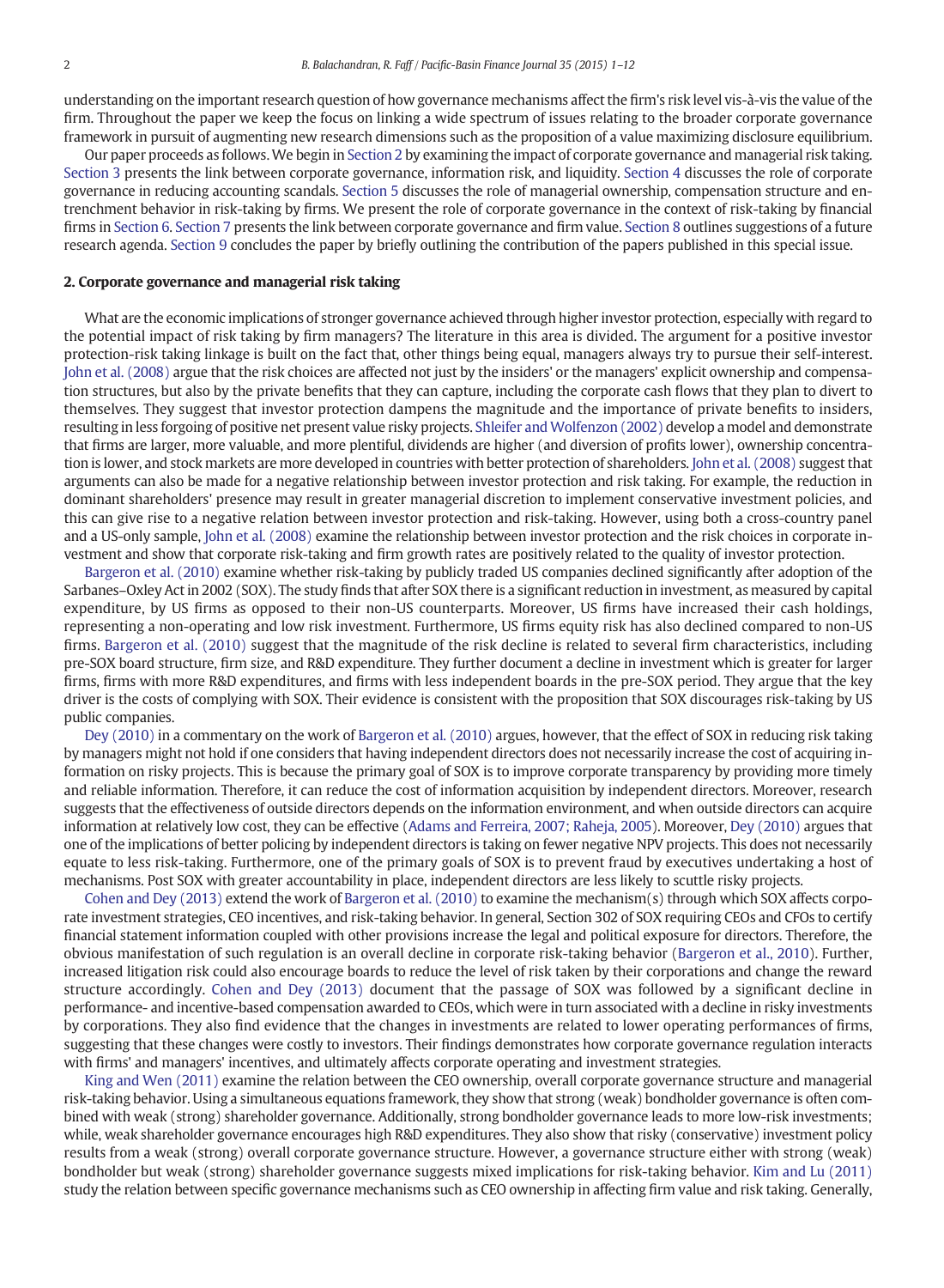understanding on the important research question of how governance mechanisms affect the firm's risk level vis-à-vis the value of the firm. Throughout the paper we keep the focus on linking a wide spectrum of issues relating to the broader corporate governance framework in pursuit of augmenting new research dimensions such as the proposition of a value maximizing disclosure equilibrium.

Our paper proceeds as follows. We begin in Section 2 by examining the impact of corporate governance and managerial risk taking. Section 3 presents the link between corporate governance, information risk, and liquidity. Section 4 discusses the role of corporate governance in reducing accounting scandals. Section 5 discusses the role of managerial ownership, compensation structure and entrenchment behavior in risk-taking by firms. We present the role of corporate governance in the context of risk-taking by financial firms in Section 6. Section 7 presents the link between corporate governance and firm value. Section 8 outlines suggestions of a future research agenda. Section 9 concludes the paper by briefly outlining the contribution of the papers published in this special issue.

## 2. Corporate governance and managerial risk taking

What are the economic implications of stronger governance achieved through higher investor protection, especially with regard to the potential impact of risk taking by firm managers? The literature in this area is divided. The argument for a positive investor protection-risk taking linkage is built on the fact that, other things being equal, managers always try to pursue their self-interest. John et al. (2008) argue that the risk choices are affected not just by the insiders' or the managers' explicit ownership and compensation structures, but also by the private benefits that they can capture, including the corporate cash flows that they plan to divert to themselves. They suggest that investor protection dampens the magnitude and the importance of private benefits to insiders, resulting in less forgoing of positive net present value risky projects. Shleifer and Wolfenzon (2002) develop a model and demonstrate that firms are larger, more valuable, and more plentiful, dividends are higher (and diversion of profits lower), ownership concentration is lower, and stock markets are more developed in countries with better protection of shareholders. John et al. (2008) suggest that arguments can also be made for a negative relationship between investor protection and risk taking. For example, the reduction in dominant shareholders' presence may result in greater managerial discretion to implement conservative investment policies, and this can give rise to a negative relation between investor protection and risk-taking. However, using both a cross-country panel and a US-only sample, John et al. (2008) examine the relationship between investor protection and the risk choices in corporate investment and show that corporate risk-taking and firm growth rates are positively related to the quality of investor protection.

Bargeron et al. (2010) examine whether risk-taking by publicly traded US companies declined significantly after adoption of the Sarbanes–Oxley Act in 2002 (SOX). The study finds that after SOX there is a significant reduction in investment, as measured by capital expenditure, by US firms as opposed to their non-US counterparts. Moreover, US firms have increased their cash holdings, representing a non-operating and low risk investment. Furthermore, US firms equity risk has also declined compared to non-US firms. Bargeron et al. (2010) suggest that the magnitude of the risk decline is related to several firm characteristics, including pre-SOX board structure, firm size, and R&D expenditure. They further document a decline in investment which is greater for larger firms, firms with more R&D expenditures, and firms with less independent boards in the pre-SOX period. They argue that the key driver is the costs of complying with SOX. Their evidence is consistent with the proposition that SOX discourages risk-taking by US public companies.

Dey (2010) in a commentary on the work of Bargeron et al. (2010) argues, however, that the effect of SOX in reducing risk taking by managers might not hold if one considers that having independent directors does not necessarily increase the cost of acquiring information on risky projects. This is because the primary goal of SOX is to improve corporate transparency by providing more timely and reliable information. Therefore, it can reduce the cost of information acquisition by independent directors. Moreover, research suggests that the effectiveness of outside directors depends on the information environment, and when outside directors can acquire information at relatively low cost, they can be effective (Adams and Ferreira, 2007; Raheja, 2005). Moreover, Dey (2010) argues that one of the implications of better policing by independent directors is taking on fewer negative NPV projects. This does not necessarily equate to less risk-taking. Furthermore, one of the primary goals of SOX is to prevent fraud by executives undertaking a host of mechanisms. Post SOX with greater accountability in place, independent directors are less likely to scuttle risky projects.

Cohen and Dey (2013) extend the work of Bargeron et al. (2010) to examine the mechanism(s) through which SOX affects corporate investment strategies, CEO incentives, and risk-taking behavior. In general, Section 302 of SOX requiring CEOs and CFOs to certify financial statement information coupled with other provisions increase the legal and political exposure for directors. Therefore, the obvious manifestation of such regulation is an overall decline in corporate risk-taking behavior (Bargeron et al., 2010). Further, increased litigation risk could also encourage boards to reduce the level of risk taken by their corporations and change the reward structure accordingly. Cohen and Dey (2013) document that the passage of SOX was followed by a significant decline in performance- and incentive-based compensation awarded to CEOs, which were in turn associated with a decline in risky investments by corporations. They also find evidence that the changes in investments are related to lower operating performances of firms, suggesting that these changes were costly to investors. Their findings demonstrates how corporate governance regulation interacts with firms' and managers' incentives, and ultimately affects corporate operating and investment strategies.

King and Wen (2011) examine the relation between the CEO ownership, overall corporate governance structure and managerial risk-taking behavior. Using a simultaneous equations framework, they show that strong (weak) bondholder governance is often combined with weak (strong) shareholder governance. Additionally, strong bondholder governance leads to more low-risk investments; while, weak shareholder governance encourages high R&D expenditures. They also show that risky (conservative) investment policy results from a weak (strong) overall corporate governance structure. However, a governance structure either with strong (weak) bondholder but weak (strong) shareholder governance suggests mixed implications for risk-taking behavior. Kim and Lu (2011) study the relation between specific governance mechanisms such as CEO ownership in affecting firm value and risk taking. Generally,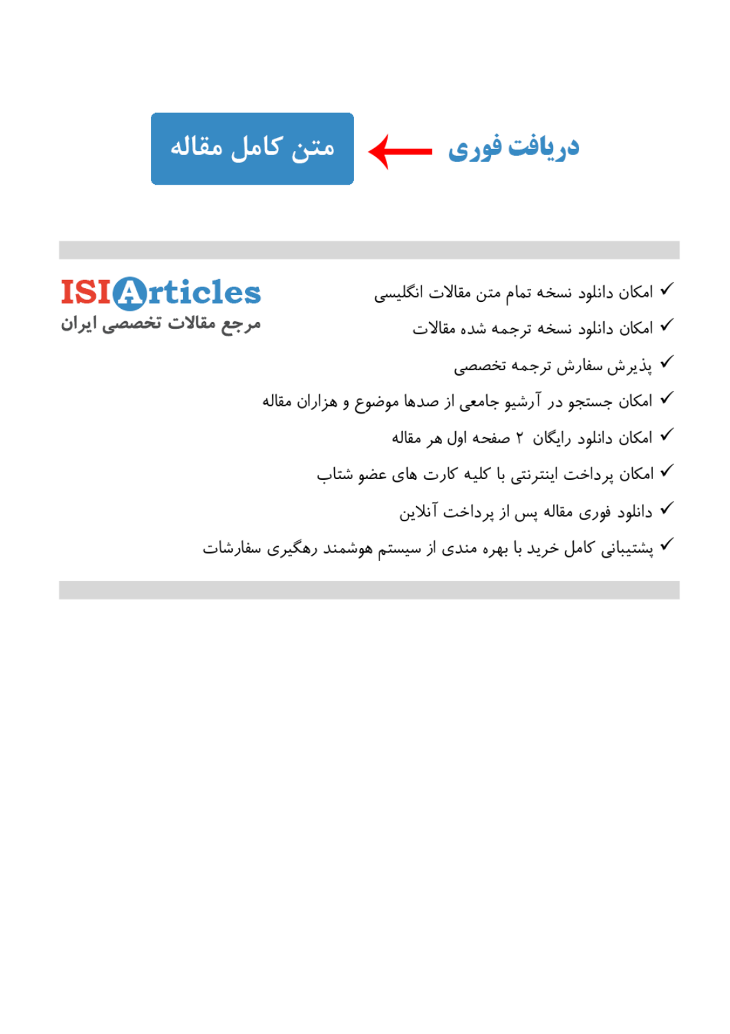**متن کامل مقاله** ← **دریافت فوری**

**ISIArticles**
مرجع مقالات تخصصی ایران

- ✓ امکان دانلود نسخه تمام متن مقالات انگلیسی
- ✓ امکان دانلود نسخه ترجمه شده مقالات
- ✓ پذیرش سفارش ترجمه تخصصی
- ✓ امکان جستجو در آرشیو جامعی از صدها موضوع و هزاران مقاله
- ✓ امکان دانلود رایگان ۲ صفحه اول هر مقاله
- ✓ امکان پرداخت اینترنتی با کلیه کارت های عضو شتاب
- ✓ دانلود فوری مقاله پس از پرداخت آنلاین
- ✓ پشتیبانی کامل خرید با بهره مندی از سیستم هوشمند رهگیری سفارشات